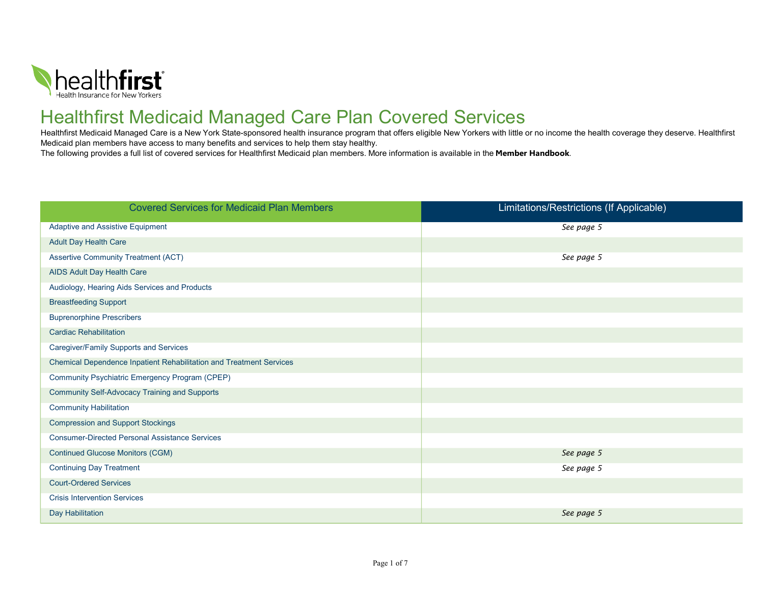# Healthfirst Medicaid Managed Care Plan Covered Services

Healthfirst Medicaid Managed Care is a New York State-sponsored health insurance program that offers eligible New Yorkers with little or no income the health coverage they deserve. Healthfirst Medicaid plan members have access to many benefits and services to help them stay healthy.

The following provides a full list of covered services for Healthfirst Medicaid plan members. More information is available in the **Member Handbook**.

| Covered Services for Medicaid Plan Members | Limitations/Restrictions (If Applicable) |
|---|---|
| Adaptive and Assistive Equipment | *See page 5* |
| Adult Day Health Care | |
| Assertive Community Treatment (ACT) | *See page 5* |
| AIDS Adult Day Health Care | |
| Audiology, Hearing Aids Services and Products | |
| Breastfeeding Support | |
| Buprenorphine Prescribers | |
| Cardiac Rehabilitation | |
| Caregiver/Family Supports and Services | |
| Chemical Dependence Inpatient Rehabilitation and Treatment Services | |
| Community Psychiatric Emergency Program (CPEP) | |
| Community Self-Advocacy Training and Supports | |
| Community Habilitation | |
| Compression and Support Stockings | |
| Consumer-Directed Personal Assistance Services | |
| Continued Glucose Monitors (CGM) | *See page 5* |
| Continuing Day Treatment | *See page 5* |
| Court-Ordered Services | |
| Crisis Intervention Services | |
| Day Habilitation | *See page 5* |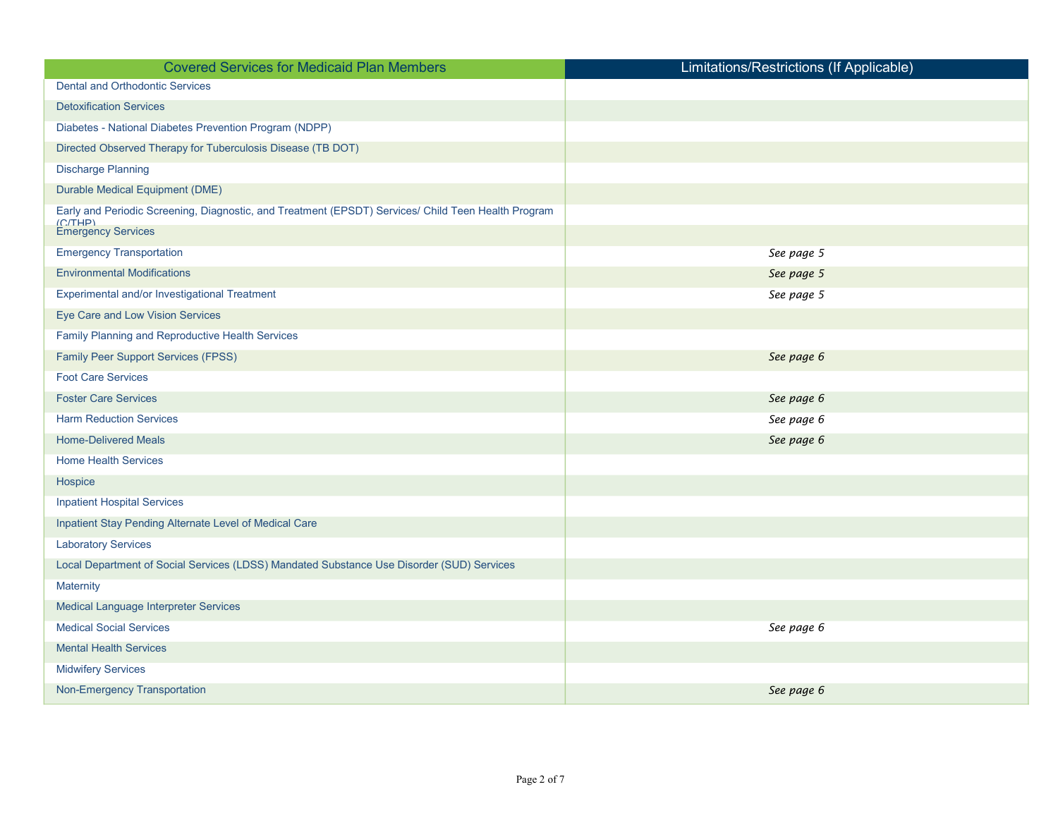| Covered Services for Medicaid Plan Members | Limitations/Restrictions (If Applicable) |
|---|---|
| Dental and Orthodontic Services | |
| Detoxification Services | |
| Diabetes - National Diabetes Prevention Program (NDPP) | |
| Directed Observed Therapy for Tuberculosis Disease (TB DOT) | |
| Discharge Planning | |
| Durable Medical Equipment (DME) | |
| Early and Periodic Screening, Diagnostic, and Treatment (EPSDT) Services/ Child Teen Health Program (C/THP) | |
| Emergency Services | |
| Emergency Transportation | *See page 5* |
| Environmental Modifications | *See page 5* |
| Experimental and/or Investigational Treatment | *See page 5* |
| Eye Care and Low Vision Services | |
| Family Planning and Reproductive Health Services | |
| Family Peer Support Services (FPSS) | *See page 6* |
| Foot Care Services | |
| Foster Care Services | *See page 6* |
| Harm Reduction Services | *See page 6* |
| Home-Delivered Meals | *See page 6* |
| Home Health Services | |
| Hospice | |
| Inpatient Hospital Services | |
| Inpatient Stay Pending Alternate Level of Medical Care | |
| Laboratory Services | |
| Local Department of Social Services (LDSS) Mandated Substance Use Disorder (SUD) Services | |
| Maternity | |
| Medical Language Interpreter Services | |
| Medical Social Services | *See page 6* |
| Mental Health Services | |
| Midwifery Services | |
| Non-Emergency Transportation | *See page 6* |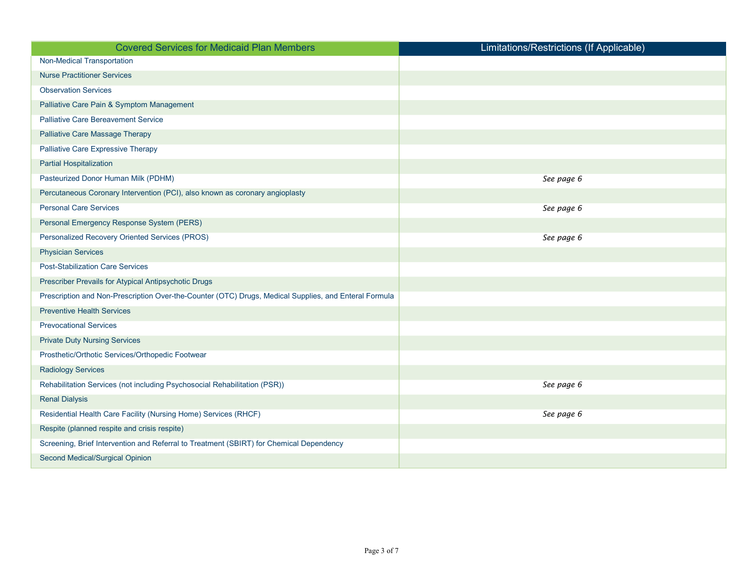| Covered Services for Medicaid Plan Members | Limitations/Restrictions (If Applicable) |
|---|---|
| Non-Medical Transportation | |
| Nurse Practitioner Services | |
| Observation Services | |
| Palliative Care Pain & Symptom Management | |
| Palliative Care Bereavement Service | |
| Palliative Care Massage Therapy | |
| Palliative Care Expressive Therapy | |
| Partial Hospitalization | |
| Pasteurized Donor Human Milk (PDHM) | *See page 6* |
| Percutaneous Coronary Intervention (PCI), also known as coronary angioplasty | |
| Personal Care Services | *See page 6* |
| Personal Emergency Response System (PERS) | |
| Personalized Recovery Oriented Services (PROS) | *See page 6* |
| Physician Services | |
| Post-Stabilization Care Services | |
| Prescriber Prevails for Atypical Antipsychotic Drugs | |
| Prescription and Non-Prescription Over-the-Counter (OTC) Drugs, Medical Supplies, and Enteral Formula | |
| Preventive Health Services | |
| Prevocational Services | |
| Private Duty Nursing Services | |
| Prosthetic/Orthotic Services/Orthopedic Footwear | |
| Radiology Services | |
| Rehabilitation Services (not including Psychosocial Rehabilitation (PSR)) | *See page 6* |
| Renal Dialysis | |
| Residential Health Care Facility (Nursing Home) Services (RHCF) | *See page 6* |
| Respite (planned respite and crisis respite) | |
| Screening, Brief Intervention and Referral to Treatment (SBIRT) for Chemical Dependency | |
| Second Medical/Surgical Opinion | |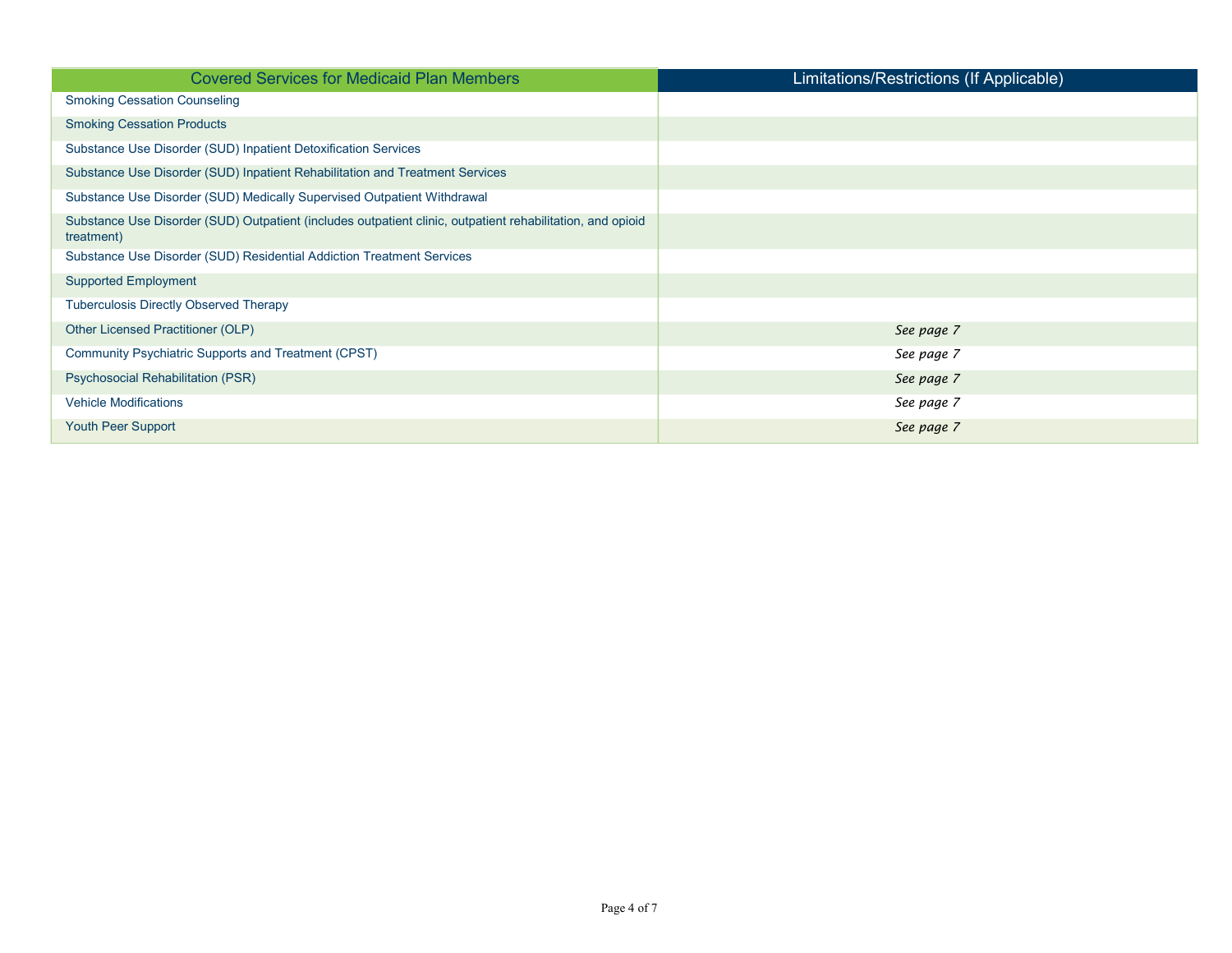| Covered Services for Medicaid Plan Members | Limitations/Restrictions (If Applicable) |
| --- | --- |
| Smoking Cessation Counseling | |
| Smoking Cessation Products | |
| Substance Use Disorder (SUD) Inpatient Detoxification Services | |
| Substance Use Disorder (SUD) Inpatient Rehabilitation and Treatment Services | |
| Substance Use Disorder (SUD) Medically Supervised Outpatient Withdrawal | |
| Substance Use Disorder (SUD) Outpatient (includes outpatient clinic, outpatient rehabilitation, and opioid treatment) | |
| Substance Use Disorder (SUD) Residential Addiction Treatment Services | |
| Supported Employment | |
| Tuberculosis Directly Observed Therapy | |
| Other Licensed Practitioner (OLP) | *See page 7* |
| Community Psychiatric Supports and Treatment (CPST) | *See page 7* |
| Psychosocial Rehabilitation (PSR) | *See page 7* |
| Vehicle Modifications | *See page 7* |
| Youth Peer Support | *See page 7* |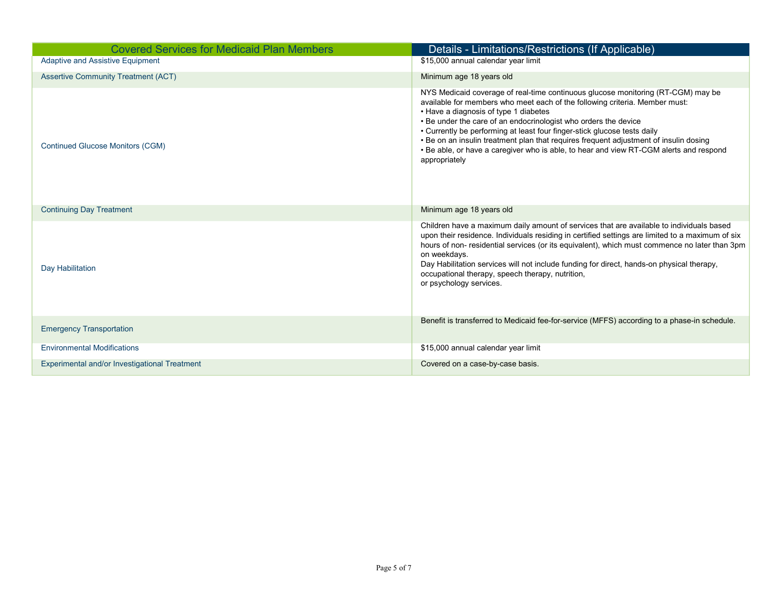| Covered Services for Medicaid Plan Members | Details - Limitations/Restrictions (If Applicable) |
|---|---|
| Adaptive and Assistive Equipment | $15,000 annual calendar year limit |
| Assertive Community Treatment (ACT) | Minimum age 18 years old |
| Continued Glucose Monitors (CGM) | NYS Medicaid coverage of real-time continuous glucose monitoring (RT-CGM) may be available for members who meet each of the following criteria. Member must:<br>• Have a diagnosis of type 1 diabetes<br>• Be under the care of an endocrinologist who orders the device<br>• Currently be performing at least four finger-stick glucose tests daily<br>• Be on an insulin treatment plan that requires frequent adjustment of insulin dosing<br>• Be able, or have a caregiver who is able, to hear and view RT-CGM alerts and respond appropriately |
| Continuing Day Treatment | Minimum age 18 years old |
| Day Habilitation | Children have a maximum daily amount of services that are available to individuals based upon their residence. Individuals residing in certified settings are limited to a maximum of six hours of non- residential services (or its equivalent), which must commence no later than 3pm on weekdays.<br>Day Habilitation services will not include funding for direct, hands-on physical therapy, occupational therapy, speech therapy, nutrition,<br>or psychology services. |
| Emergency Transportation | Benefit is transferred to Medicaid fee-for-service (MFFS) according to a phase-in schedule. |
| Environmental Modifications | $15,000 annual calendar year limit |
| Experimental and/or Investigational Treatment | Covered on a case-by-case basis. |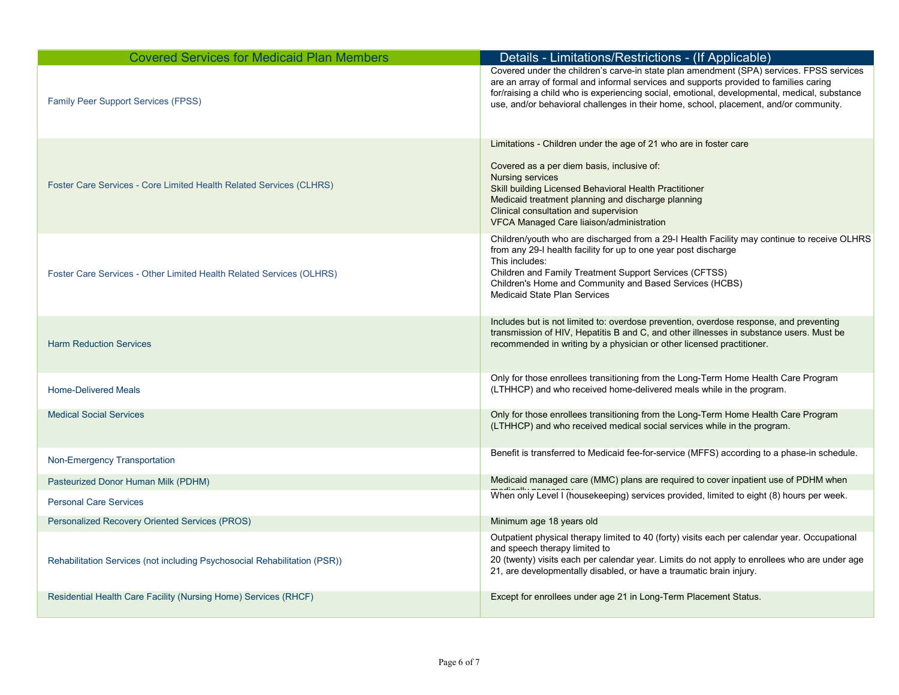| Covered Services for Medicaid Plan Members | Details - Limitations/Restrictions - (If Applicable) |
|---|---|
| Family Peer Support Services (FPSS) | Covered under the children's carve-in state plan amendment (SPA) services. FPSS services are an array of formal and informal services and supports provided to families caring for/raising a child who is experiencing social, emotional, developmental, medical, substance use, and/or behavioral challenges in their home, school, placement, and/or community. |
| Foster Care Services - Core Limited Health Related Services (CLHRS) | Limitations - Children under the age of 21 who are in foster care<br><br>Covered as a per diem basis, inclusive of:<br>Nursing services<br>Skill building Licensed Behavioral Health Practitioner<br>Medicaid treatment planning and discharge planning<br>Clinical consultation and supervision<br>VFCA Managed Care liaison/administration |
| Foster Care Services - Other Limited Health Related Services (OLHRS) | Children/youth who are discharged from a 29-I Health Facility may continue to receive OLHRS from any 29-I health facility for up to one year post discharge<br>This includes:<br>Children and Family Treatment Support Services (CFTSS)<br>Children's Home and Community and Based Services (HCBS)<br>Medicaid State Plan Services |
| Harm Reduction Services | Includes but is not limited to: overdose prevention, overdose response, and preventing transmission of HIV, Hepatitis B and C, and other illnesses in substance users. Must be recommended in writing by a physician or other licensed practitioner. |
| Home-Delivered Meals | Only for those enrollees transitioning from the Long-Term Home Health Care Program (LTHHCP) and who received home-delivered meals while in the program. |
| Medical Social Services | Only for those enrollees transitioning from the Long-Term Home Health Care Program (LTHHCP) and who received medical social services while in the program. |
| Non-Emergency Transportation | Benefit is transferred to Medicaid fee-for-service (MFFS) according to a phase-in schedule. |
| Pasteurized Donor Human Milk (PDHM) | Medicaid managed care (MMC) plans are required to cover inpatient use of PDHM when medically necessary |
| Personal Care Services | When only Level I (housekeeping) services provided, limited to eight (8) hours per week. |
| Personalized Recovery Oriented Services (PROS) | Minimum age 18 years old |
| Rehabilitation Services (not including Psychosocial Rehabilitation (PSR)) | Outpatient physical therapy limited to 40 (forty) visits each per calendar year. Occupational and speech therapy limited to<br>20 (twenty) visits each per calendar year. Limits do not apply to enrollees who are under age 21, are developmentally disabled, or have a traumatic brain injury. |
| Residential Health Care Facility (Nursing Home) Services (RHCF) | Except for enrollees under age 21 in Long-Term Placement Status. |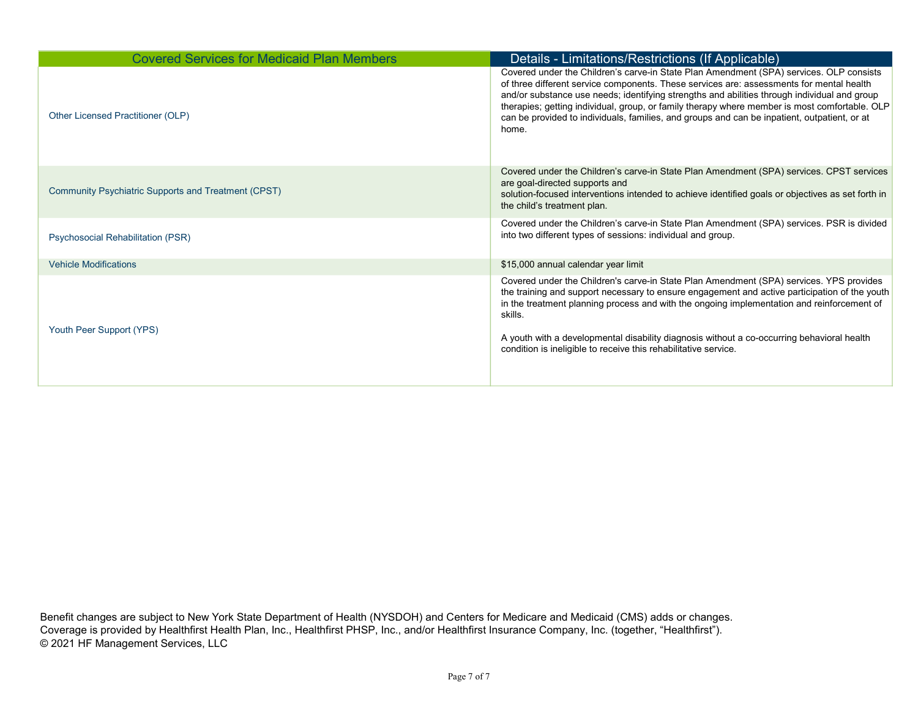| Covered Services for Medicaid Plan Members | Details - Limitations/Restrictions (If Applicable) |
| --- | --- |
| Other Licensed Practitioner (OLP) | Covered under the Children's carve-in State Plan Amendment (SPA) services. OLP consists of three different service components. These services are: assessments for mental health and/or substance use needs; identifying strengths and abilities through individual and group therapies; getting individual, group, or family therapy where member is most comfortable. OLP can be provided to individuals, families, and groups and can be inpatient, outpatient, or at home. |
| Community Psychiatric Supports and Treatment (CPST) | Covered under the Children's carve-in State Plan Amendment (SPA) services. CPST services are goal-directed supports and solution-focused interventions intended to achieve identified goals or objectives as set forth in the child's treatment plan. |
| Psychosocial Rehabilitation (PSR) | Covered under the Children's carve-in State Plan Amendment (SPA) services. PSR is divided into two different types of sessions: individual and group. |
| Vehicle Modifications | $15,000 annual calendar year limit |
| Youth Peer Support (YPS) | Covered under the Children's carve-in State Plan Amendment (SPA) services. YPS provides the training and support necessary to ensure engagement and active participation of the youth in the treatment planning process and with the ongoing implementation and reinforcement of skills.<br><br>A youth with a developmental disability diagnosis without a co-occurring behavioral health condition is ineligible to receive this rehabilitative service. |

Benefit changes are subject to New York State Department of Health (NYSDOH) and Centers for Medicare and Medicaid (CMS) adds or changes.
Coverage is provided by Healthfirst Health Plan, Inc., Healthfirst PHSP, Inc., and/or Healthfirst Insurance Company, Inc. (together, "Healthfirst").
© 2021 HF Management Services, LLC